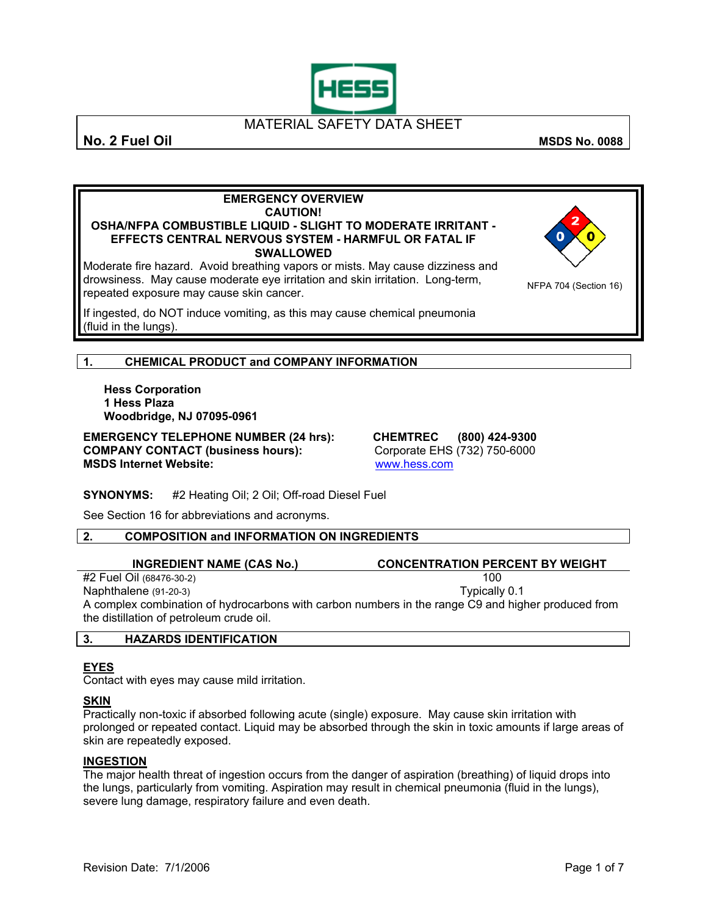HESS

MATERIAL SAFETY DATA SHEET

**No. 2 Fuel Oil** **MSDS No. 0088**

**EMERGENCY OVERVIEW**
**CAUTION!**
**OSHA/NFPA COMBUSTIBLE LIQUID - SLIGHT TO MODERATE IRRITANT - EFFECTS CENTRAL NERVOUS SYSTEM - HARMFUL OR FATAL IF SWALLOWED**

Moderate fire hazard. Avoid breathing vapors or mists. May cause dizziness and drowsiness. May cause moderate eye irritation and skin irritation. Long-term, repeated exposure may cause skin cancer.

If ingested, do NOT induce vomiting, as this may cause chemical pneumonia (fluid in the lungs).

NFPA 704 (Section 16): Health 0, Flammability 2, Reactivity 0

## 1. CHEMICAL PRODUCT and COMPANY INFORMATION

**Hess Corporation**
**1 Hess Plaza**
**Woodbridge, NJ 07095-0961**

| | |
|---|---|
| **EMERGENCY TELEPHONE NUMBER (24 hrs):** | **CHEMTREC (800) 424-9300** |
| **COMPANY CONTACT (business hours):** | Corporate EHS (732) 750-6000 |
| **MSDS Internet Website:** | www.hess.com |

**SYNONYMS:** #2 Heating Oil; 2 Oil; Off-road Diesel Fuel

See Section 16 for abbreviations and acronyms.

## 2. COMPOSITION and INFORMATION ON INGREDIENTS

| INGREDIENT NAME (CAS No.) | CONCENTRATION PERCENT BY WEIGHT |
|---|---|
| #2 Fuel Oil (68476-30-2) | 100 |
| Naphthalene (91-20-3) | Typically 0.1 |

A complex combination of hydrocarbons with carbon numbers in the range C9 and higher produced from the distillation of petroleum crude oil.

## 3. HAZARDS IDENTIFICATION

### EYES
Contact with eyes may cause mild irritation.

### SKIN
Practically non-toxic if absorbed following acute (single) exposure. May cause skin irritation with prolonged or repeated contact. Liquid may be absorbed through the skin in toxic amounts if large areas of skin are repeatedly exposed.

### INGESTION
The major health threat of ingestion occurs from the danger of aspiration (breathing) of liquid drops into the lungs, particularly from vomiting. Aspiration may result in chemical pneumonia (fluid in the lungs), severe lung damage, respiratory failure and even death.

Revision Date: 7/1/2006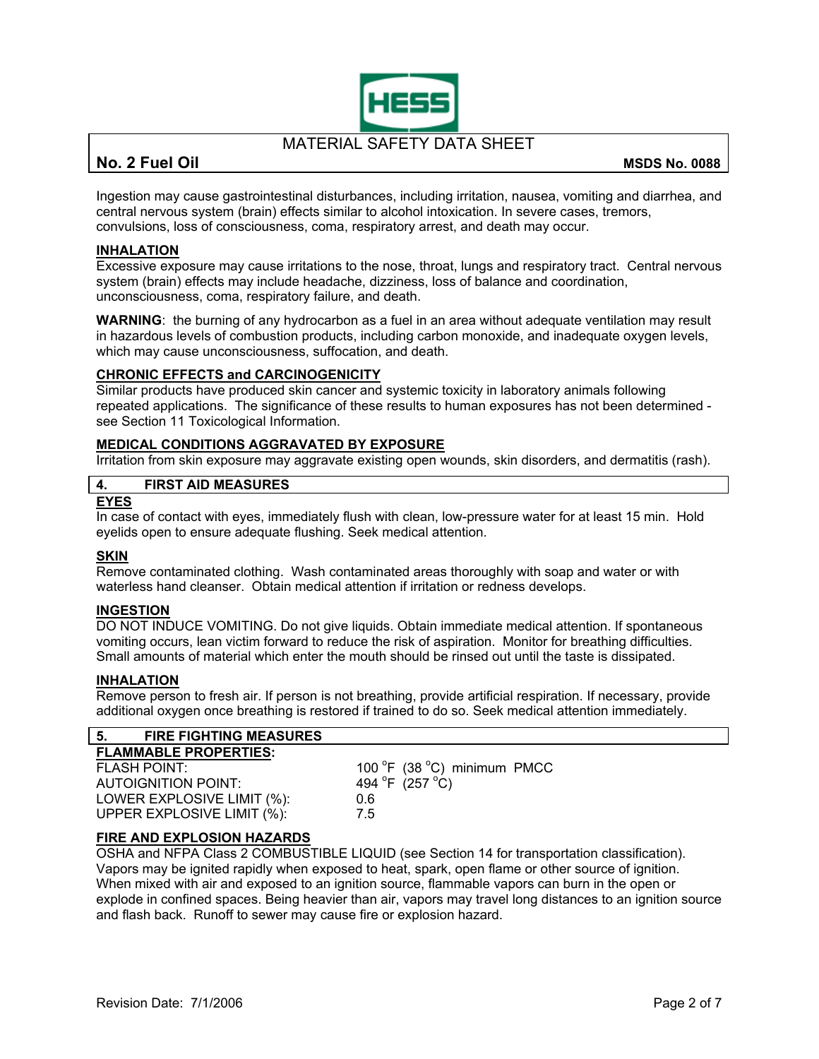Ingestion may cause gastrointestinal disturbances, including irritation, nausea, vomiting and diarrhea, and central nervous system (brain) effects similar to alcohol intoxication. In severe cases, tremors, convulsions, loss of consciousness, coma, respiratory arrest, and death may occur.

**INHALATION**

Excessive exposure may cause irritations to the nose, throat, lungs and respiratory tract. Central nervous system (brain) effects may include headache, dizziness, loss of balance and coordination, unconsciousness, coma, respiratory failure, and death.

**WARNING**: the burning of any hydrocarbon as a fuel in an area without adequate ventilation may result in hazardous levels of combustion products, including carbon monoxide, and inadequate oxygen levels, which may cause unconsciousness, suffocation, and death.

**CHRONIC EFFECTS and CARCINOGENICITY**

Similar products have produced skin cancer and systemic toxicity in laboratory animals following repeated applications. The significance of these results to human exposures has not been determined - see Section 11 Toxicological Information.

**MEDICAL CONDITIONS AGGRAVATED BY EXPOSURE**

Irritation from skin exposure may aggravate existing open wounds, skin disorders, and dermatitis (rash).

## 4. FIRST AID MEASURES

**EYES**

In case of contact with eyes, immediately flush with clean, low-pressure water for at least 15 min. Hold eyelids open to ensure adequate flushing. Seek medical attention.

**SKIN**

Remove contaminated clothing. Wash contaminated areas thoroughly with soap and water or with waterless hand cleanser. Obtain medical attention if irritation or redness develops.

**INGESTION**

DO NOT INDUCE VOMITING. Do not give liquids. Obtain immediate medical attention. If spontaneous vomiting occurs, lean victim forward to reduce the risk of aspiration. Monitor for breathing difficulties. Small amounts of material which enter the mouth should be rinsed out until the taste is dissipated.

**INHALATION**

Remove person to fresh air. If person is not breathing, provide artificial respiration. If necessary, provide additional oxygen once breathing is restored if trained to do so. Seek medical attention immediately.

## 5. FIRE FIGHTING MEASURES

**FLAMMABLE PROPERTIES:**

| | |
|---|---|
| FLASH POINT: | 100 °F (38 °C) minimum PMCC |
| AUTOIGNITION POINT: | 494 °F (257 °C) |
| LOWER EXPLOSIVE LIMIT (%): | 0.6 |
| UPPER EXPLOSIVE LIMIT (%): | 7.5 |

**FIRE AND EXPLOSION HAZARDS**

OSHA and NFPA Class 2 COMBUSTIBLE LIQUID (see Section 14 for transportation classification). Vapors may be ignited rapidly when exposed to heat, spark, open flame or other source of ignition. When mixed with air and exposed to an ignition source, flammable vapors can burn in the open or explode in confined spaces. Being heavier than air, vapors may travel long distances to an ignition source and flash back. Runoff to sewer may cause fire or explosion hazard.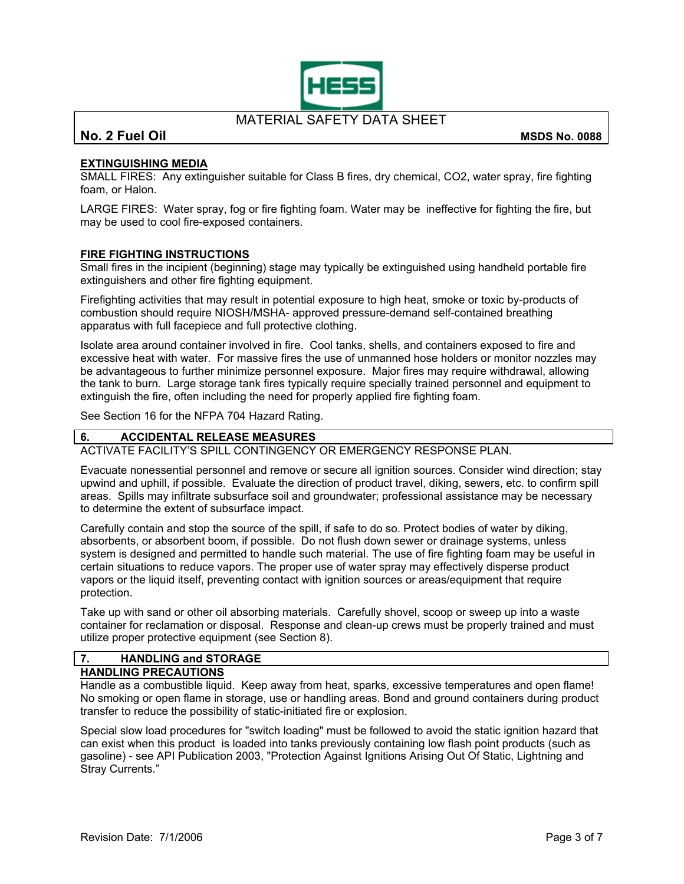#### EXTINGUISHING MEDIA

SMALL FIRES: Any extinguisher suitable for Class B fires, dry chemical, $CO_2$, water spray, fire fighting foam, or Halon.

LARGE FIRES: Water spray, fog or fire fighting foam. Water may be ineffective for fighting the fire, but may be used to cool fire-exposed containers.

#### FIRE FIGHTING INSTRUCTIONS

Small fires in the incipient (beginning) stage may typically be extinguished using handheld portable fire extinguishers and other fire fighting equipment.

Firefighting activities that may result in potential exposure to high heat, smoke or toxic by-products of combustion should require NIOSH/MSHA- approved pressure-demand self-contained breathing apparatus with full facepiece and full protective clothing.

Isolate area around container involved in fire. Cool tanks, shells, and containers exposed to fire and excessive heat with water. For massive fires the use of unmanned hose holders or monitor nozzles may be advantageous to further minimize personnel exposure. Major fires may require withdrawal, allowing the tank to burn. Large storage tank fires typically require specially trained personnel and equipment to extinguish the fire, often including the need for properly applied fire fighting foam.

See Section 16 for the NFPA 704 Hazard Rating.

## 6. ACCIDENTAL RELEASE MEASURES

ACTIVATE FACILITY'S SPILL CONTINGENCY OR EMERGENCY RESPONSE PLAN.

Evacuate nonessential personnel and remove or secure all ignition sources. Consider wind direction; stay upwind and uphill, if possible. Evaluate the direction of product travel, diking, sewers, etc. to confirm spill areas. Spills may infiltrate subsurface soil and groundwater; professional assistance may be necessary to determine the extent of subsurface impact.

Carefully contain and stop the source of the spill, if safe to do so. Protect bodies of water by diking, absorbents, or absorbent boom, if possible. Do not flush down sewer or drainage systems, unless system is designed and permitted to handle such material. The use of fire fighting foam may be useful in certain situations to reduce vapors. The proper use of water spray may effectively disperse product vapors or the liquid itself, preventing contact with ignition sources or areas/equipment that require protection.

Take up with sand or other oil absorbing materials. Carefully shovel, scoop or sweep up into a waste container for reclamation or disposal. Response and clean-up crews must be properly trained and must utilize proper protective equipment (see Section 8).

## 7. HANDLING and STORAGE

#### HANDLING PRECAUTIONS

Handle as a combustible liquid. Keep away from heat, sparks, excessive temperatures and open flame! No smoking or open flame in storage, use or handling areas. Bond and ground containers during product transfer to reduce the possibility of static-initiated fire or explosion.

Special slow load procedures for "switch loading" must be followed to avoid the static ignition hazard that can exist when this product is loaded into tanks previously containing low flash point products (such as gasoline) - see API Publication 2003, "Protection Against Ignitions Arising Out Of Static, Lightning and Stray Currents."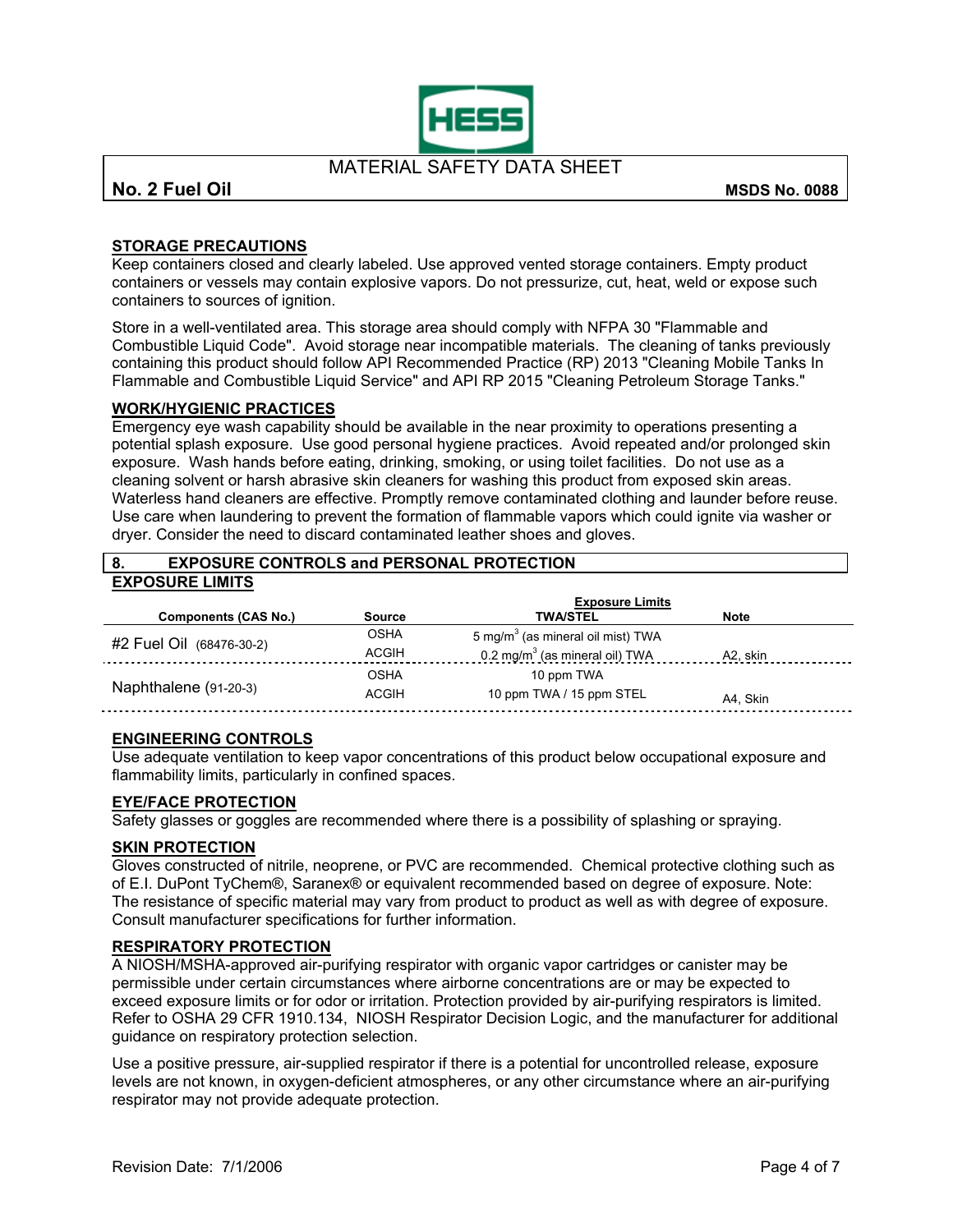MATERIAL SAFETY DATA SHEET

**No. 2 Fuel Oil** **MSDS No. 0088**

**STORAGE PRECAUTIONS**

Keep containers closed and clearly labeled. Use approved vented storage containers. Empty product containers or vessels may contain explosive vapors. Do not pressurize, cut, heat, weld or expose such containers to sources of ignition.

Store in a well-ventilated area. This storage area should comply with NFPA 30 "Flammable and Combustible Liquid Code". Avoid storage near incompatible materials. The cleaning of tanks previously containing this product should follow API Recommended Practice (RP) 2013 "Cleaning Mobile Tanks In Flammable and Combustible Liquid Service" and API RP 2015 "Cleaning Petroleum Storage Tanks."

**WORK/HYGIENIC PRACTICES**

Emergency eye wash capability should be available in the near proximity to operations presenting a potential splash exposure. Use good personal hygiene practices. Avoid repeated and/or prolonged skin exposure. Wash hands before eating, drinking, smoking, or using toilet facilities. Do not use as a cleaning solvent or harsh abrasive skin cleaners for washing this product from exposed skin areas. Waterless hand cleaners are effective. Promptly remove contaminated clothing and launder before reuse. Use care when laundering to prevent the formation of flammable vapors which could ignite via washer or dryer. Consider the need to discard contaminated leather shoes and gloves.

## 8. EXPOSURE CONTROLS and PERSONAL PROTECTION

**EXPOSURE LIMITS**

| Components (CAS No.) | Source | Exposure Limits TWA/STEL | Note |
|---|---|---|---|
| #2 Fuel Oil (68476-30-2) | OSHA | 5 $mg/m^3$ (as mineral oil mist) TWA | |
| | ACGIH | 0.2 $mg/m^3$ (as mineral oil) TWA | A2, skin |
| Naphthalene (91-20-3) | OSHA | 10 ppm TWA | |
| | ACGIH | 10 ppm TWA / 15 ppm STEL | A4, Skin |

**ENGINEERING CONTROLS**

Use adequate ventilation to keep vapor concentrations of this product below occupational exposure and flammability limits, particularly in confined spaces.

**EYE/FACE PROTECTION**

Safety glasses or goggles are recommended where there is a possibility of splashing or spraying.

**SKIN PROTECTION**

Gloves constructed of nitrile, neoprene, or PVC are recommended. Chemical protective clothing such as of E.I. DuPont TyChem®, Saranex® or equivalent recommended based on degree of exposure. Note: The resistance of specific material may vary from product to product as well as with degree of exposure. Consult manufacturer specifications for further information.

**RESPIRATORY PROTECTION**

A NIOSH/MSHA-approved air-purifying respirator with organic vapor cartridges or canister may be permissible under certain circumstances where airborne concentrations are or may be expected to exceed exposure limits or for odor or irritation. Protection provided by air-purifying respirators is limited. Refer to OSHA 29 CFR 1910.134, NIOSH Respirator Decision Logic, and the manufacturer for additional guidance on respiratory protection selection.

Use a positive pressure, air-supplied respirator if there is a potential for uncontrolled release, exposure levels are not known, in oxygen-deficient atmospheres, or any other circumstance where an air-purifying respirator may not provide adequate protection.

Revision Date: 7/1/2006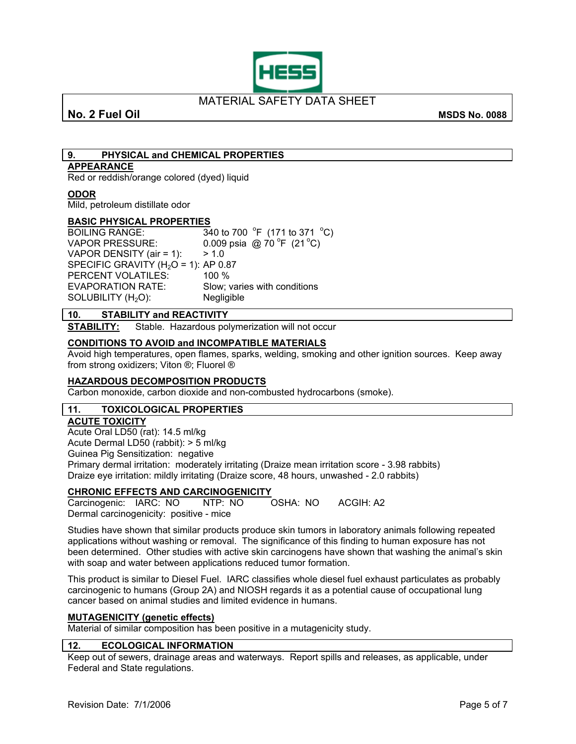MATERIAL SAFETY DATA SHEET

**No. 2 Fuel Oil** **MSDS No. 0088**

## 9. PHYSICAL and CHEMICAL PROPERTIES

**APPEARANCE**

Red or reddish/orange colored (dyed) liquid

**ODOR**

Mild, petroleum distillate odor

**BASIC PHYSICAL PROPERTIES**

| | |
|---|---|
| BOILING RANGE: | 340 to 700 °F (171 to 371 °C) |
| VAPOR PRESSURE: | 0.009 psia @ 70 °F (21 °C) |
| VAPOR DENSITY (air = 1): | > 1.0 |
| SPECIFIC GRAVITY ($H_2O$ = 1): | AP 0.87 |
| PERCENT VOLATILES: | 100 % |
| EVAPORATION RATE: | Slow; varies with conditions |
| SOLUBILITY ($H_2O$): | Negligible |

## 10. STABILITY and REACTIVITY

**STABILITY:** Stable. Hazardous polymerization will not occur

**CONDITIONS TO AVOID and INCOMPATIBLE MATERIALS**

Avoid high temperatures, open flames, sparks, welding, smoking and other ignition sources. Keep away from strong oxidizers; Viton ®; Fluorel ®

**HAZARDOUS DECOMPOSITION PRODUCTS**

Carbon monoxide, carbon dioxide and non-combusted hydrocarbons (smoke).

## 11. TOXICOLOGICAL PROPERTIES

**ACUTE TOXICITY**

Acute Oral LD50 (rat): 14.5 ml/kg
Acute Dermal LD50 (rabbit): > 5 ml/kg
Guinea Pig Sensitization: negative
Primary dermal irritation: moderately irritating (Draize mean irritation score - 3.98 rabbits)
Draize eye irritation: mildly irritating (Draize score, 48 hours, unwashed - 2.0 rabbits)

**CHRONIC EFFECTS AND CARCINOGENICITY**

Carcinogenic: IARC: NO NTP: NO OSHA: NO ACGIH: A2
Dermal carcinogenicity: positive - mice

Studies have shown that similar products produce skin tumors in laboratory animals following repeated applications without washing or removal. The significance of this finding to human exposure has not been determined. Other studies with active skin carcinogens have shown that washing the animal's skin with soap and water between applications reduced tumor formation.

This product is similar to Diesel Fuel. IARC classifies whole diesel fuel exhaust particulates as probably carcinogenic to humans (Group 2A) and NIOSH regards it as a potential cause of occupational lung cancer based on animal studies and limited evidence in humans.

**MUTAGENICITY (genetic effects)**

Material of similar composition has been positive in a mutagenicity study.

## 12. ECOLOGICAL INFORMATION

Keep out of sewers, drainage areas and waterways. Report spills and releases, as applicable, under Federal and State regulations.

Revision Date: 7/1/2006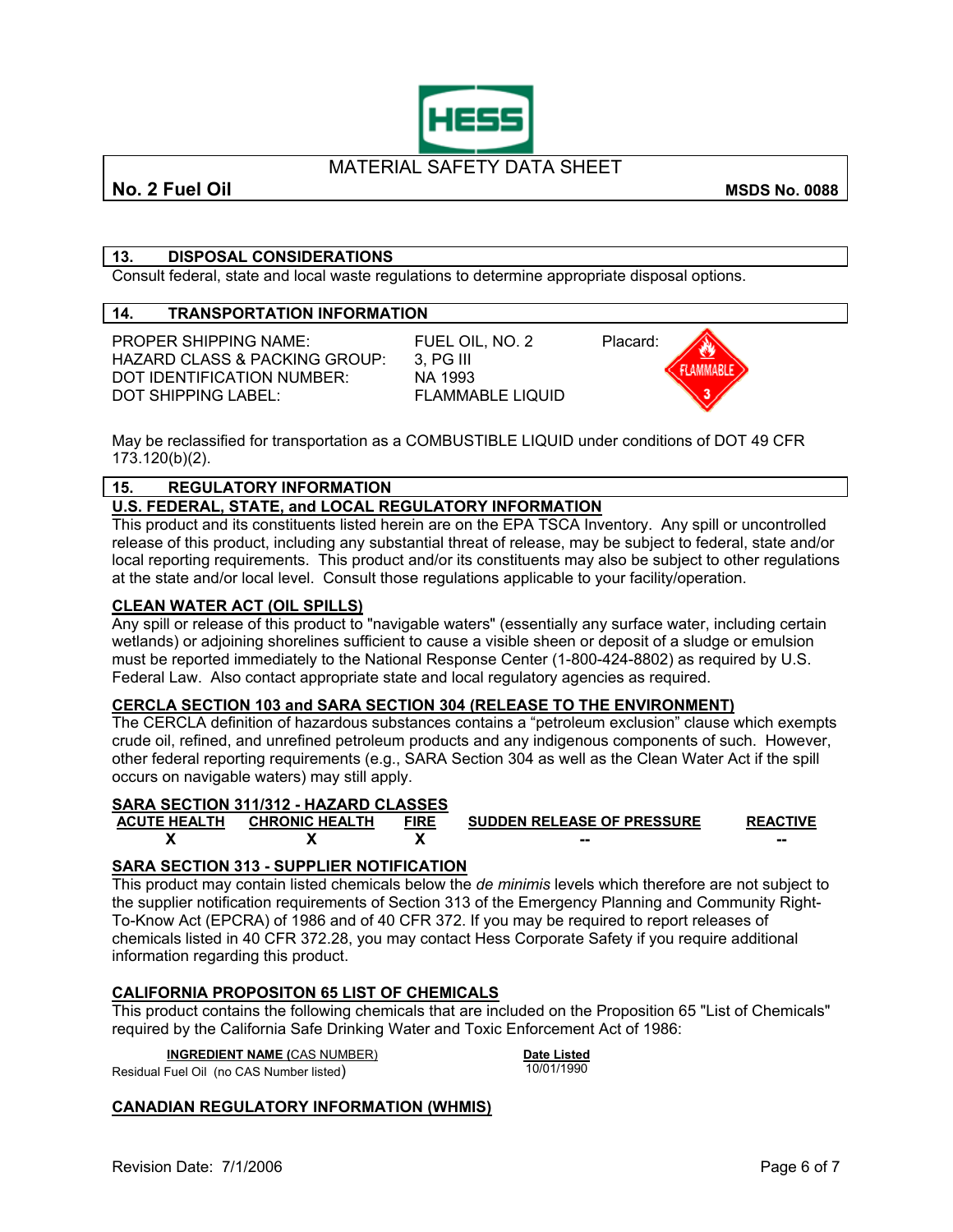MATERIAL SAFETY DATA SHEET

**No. 2 Fuel Oil** **MSDS No. 0088**

## 13. DISPOSAL CONSIDERATIONS

Consult federal, state and local waste regulations to determine appropriate disposal options.

## 14. TRANSPORTATION INFORMATION

| | | |
|---|---|---|
| PROPER SHIPPING NAME: | FUEL OIL, NO. 2 | Placard: FLAMMABLE 3 |
| HAZARD CLASS & PACKING GROUP: | 3, PG III | |
| DOT IDENTIFICATION NUMBER: | NA 1993 | |
| DOT SHIPPING LABEL: | FLAMMABLE LIQUID | |

May be reclassified for transportation as a COMBUSTIBLE LIQUID under conditions of DOT 49 CFR 173.120(b)(2).

## 15. REGULATORY INFORMATION

### U.S. FEDERAL, STATE, and LOCAL REGULATORY INFORMATION

This product and its constituents listed herein are on the EPA TSCA Inventory. Any spill or uncontrolled release of this product, including any substantial threat of release, may be subject to federal, state and/or local reporting requirements. This product and/or its constituents may also be subject to other regulations at the state and/or local level. Consult those regulations applicable to your facility/operation.

### CLEAN WATER ACT (OIL SPILLS)

Any spill or release of this product to "navigable waters" (essentially any surface water, including certain wetlands) or adjoining shorelines sufficient to cause a visible sheen or deposit of a sludge or emulsion must be reported immediately to the National Response Center (1-800-424-8802) as required by U.S. Federal Law. Also contact appropriate state and local regulatory agencies as required.

### CERCLA SECTION 103 and SARA SECTION 304 (RELEASE TO THE ENVIRONMENT)

The CERCLA definition of hazardous substances contains a "petroleum exclusion" clause which exempts crude oil, refined, and unrefined petroleum products and any indigenous components of such. However, other federal reporting requirements (e.g., SARA Section 304 as well as the Clean Water Act if the spill occurs on navigable waters) may still apply.

### SARA SECTION 311/312 - HAZARD CLASSES

| ACUTE HEALTH | CHRONIC HEALTH | FIRE | SUDDEN RELEASE OF PRESSURE | REACTIVE |
|---|---|---|---|---|
| X | X | X | -- | -- |

### SARA SECTION 313 - SUPPLIER NOTIFICATION

This product may contain listed chemicals below the *de minimis* levels which therefore are not subject to the supplier notification requirements of Section 313 of the Emergency Planning and Community Right-To-Know Act (EPCRA) of 1986 and of 40 CFR 372. If you may be required to report releases of chemicals listed in 40 CFR 372.28, you may contact Hess Corporate Safety if you require additional information regarding this product.

### CALIFORNIA PROPOSITON 65 LIST OF CHEMICALS

This product contains the following chemicals that are included on the Proposition 65 "List of Chemicals" required by the California Safe Drinking Water and Toxic Enforcement Act of 1986:

| INGREDIENT NAME (CAS NUMBER) | Date Listed |
|---|---|
| Residual Fuel Oil (no CAS Number listed) | 10/01/1990 |

### CANADIAN REGULATORY INFORMATION (WHMIS)

Revision Date: 7/1/2006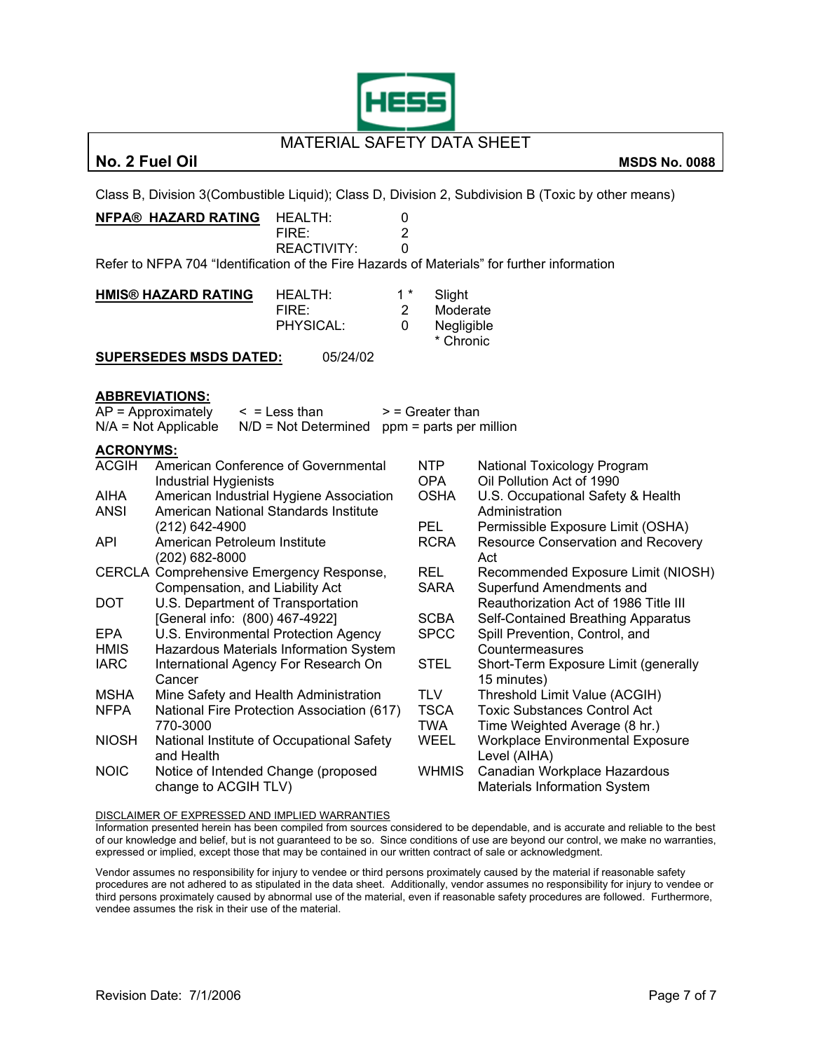# MATERIAL SAFETY DATA SHEET

**No. 2 Fuel Oil** **MSDS No. 0088**

Class B, Division 3(Combustible Liquid); Class D, Division 2, Subdivision B (Toxic by other means)

| | | |
|---|---|---|
| **NFPA® HAZARD RATING** | HEALTH: | 0 |
| | FIRE: | 2 |
| | REACTIVITY: | 0 |

Refer to NFPA 704 "Identification of the Fire Hazards of Materials" for further information

| | | | |
|---|---|---|---|
| **HMIS® HAZARD RATING** | HEALTH: | 1 * | Slight |
| | FIRE: | 2 | Moderate |
| | PHYSICAL: | 0 | Negligible |
| | | | * Chronic |

**SUPERSEDES MSDS DATED:** 05/24/02

**ABBREVIATIONS:**

| | | |
|---|---|---|
| AP = Approximately | < = Less than | > = Greater than |
| N/A = Not Applicable | N/D = Not Determined | ppm = parts per million |

**ACRONYMS:**

| | | | |
|---|---|---|---|
| ACGIH | American Conference of Governmental Industrial Hygienists | NTP | National Toxicology Program |
| AIHA | American Industrial Hygiene Association | OPA | Oil Pollution Act of 1990 |
| ANSI | American National Standards Institute (212) 642-4900 | OSHA | U.S. Occupational Safety & Health Administration |
| API | American Petroleum Institute (202) 682-8000 | PEL | Permissible Exposure Limit (OSHA) |
| CERCLA | Comprehensive Emergency Response, Compensation, and Liability Act | RCRA | Resource Conservation and Recovery Act |
| DOT | U.S. Department of Transportation [General info: (800) 467-4922] | REL | Recommended Exposure Limit (NIOSH) |
| EPA | U.S. Environmental Protection Agency | SARA | Superfund Amendments and Reauthorization Act of 1986 Title III |
| HMIS | Hazardous Materials Information System | SCBA | Self-Contained Breathing Apparatus |
| IARC | International Agency For Research On Cancer | SPCC | Spill Prevention, Control, and Countermeasures |
| MSHA | Mine Safety and Health Administration | STEL | Short-Term Exposure Limit (generally 15 minutes) |
| NFPA | National Fire Protection Association (617) 770-3000 | TLV | Threshold Limit Value (ACGIH) |
| NIOSH | National Institute of Occupational Safety and Health | TSCA | Toxic Substances Control Act |
| NOIC | Notice of Intended Change (proposed change to ACGIH TLV) | TWA | Time Weighted Average (8 hr.) |
| | | WEEL | Workplace Environmental Exposure Level (AIHA) |
| | | WHMIS | Canadian Workplace Hazardous Materials Information System |

DISCLAIMER OF EXPRESSED AND IMPLIED WARRANTIES

Information presented herein has been compiled from sources considered to be dependable, and is accurate and reliable to the best of our knowledge and belief, but is not guaranteed to be so. Since conditions of use are beyond our control, we make no warranties, expressed or implied, except those that may be contained in our written contract of sale or acknowledgment.

Vendor assumes no responsibility for injury to vendee or third persons proximately caused by the material if reasonable safety procedures are not adhered to as stipulated in the data sheet. Additionally, vendor assumes no responsibility for injury to vendee or third persons proximately caused by abnormal use of the material, even if reasonable safety procedures are followed. Furthermore, vendee assumes the risk in their use of the material.

Revision Date: 7/1/2006